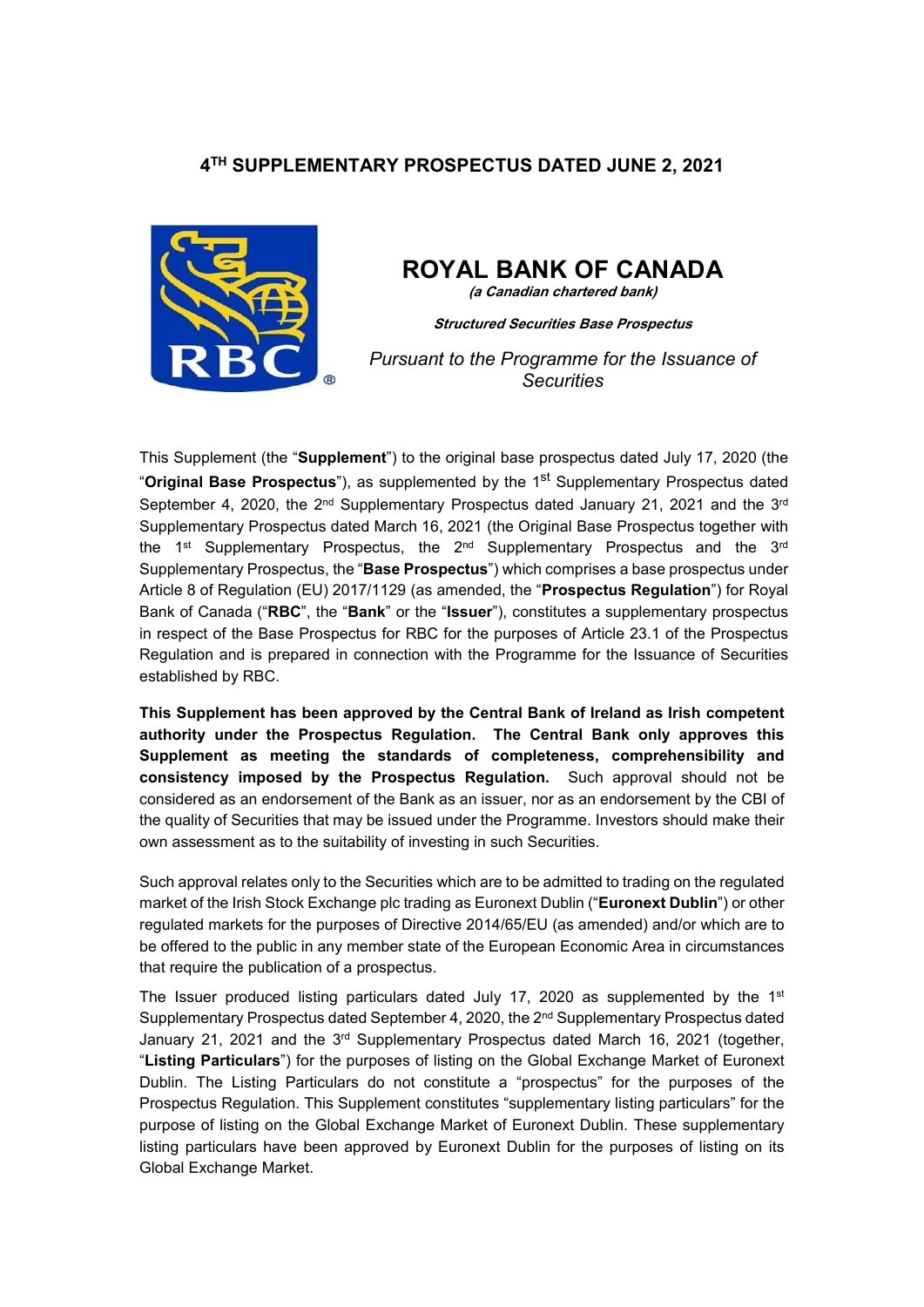# 4TH SUPPLEMENTARY PROSPECTUS DATED JUNE 2, 2021

# ROYAL BANK OF CANADA

***(a Canadian chartered bank)***

***Structured Securities Base Prospectus***

*Pursuant to the Programme for the Issuance of Securities*

This Supplement (the "**Supplement**") to the original base prospectus dated July 17, 2020 (the "**Original Base Prospectus**"), as supplemented by the 1st Supplementary Prospectus dated September 4, 2020, the 2nd Supplementary Prospectus dated January 21, 2021 and the 3rd Supplementary Prospectus dated March 16, 2021 (the Original Base Prospectus together with the 1st Supplementary Prospectus, the 2nd Supplementary Prospectus and the 3rd Supplementary Prospectus, the "**Base Prospectus**") which comprises a base prospectus under Article 8 of Regulation (EU) 2017/1129 (as amended, the "**Prospectus Regulation**") for Royal Bank of Canada ("**RBC**", the "**Bank**" or the "**Issuer**"), constitutes a supplementary prospectus in respect of the Base Prospectus for RBC for the purposes of Article 23.1 of the Prospectus Regulation and is prepared in connection with the Programme for the Issuance of Securities established by RBC.

**This Supplement has been approved by the Central Bank of Ireland as Irish competent authority under the Prospectus Regulation. The Central Bank only approves this Supplement as meeting the standards of completeness, comprehensibility and consistency imposed by the Prospectus Regulation.** Such approval should not be considered as an endorsement of the Bank as an issuer, nor as an endorsement by the CBI of the quality of Securities that may be issued under the Programme. Investors should make their own assessment as to the suitability of investing in such Securities.

Such approval relates only to the Securities which are to be admitted to trading on the regulated market of the Irish Stock Exchange plc trading as Euronext Dublin ("**Euronext Dublin**") or other regulated markets for the purposes of Directive 2014/65/EU (as amended) and/or which are to be offered to the public in any member state of the European Economic Area in circumstances that require the publication of a prospectus.

The Issuer produced listing particulars dated July 17, 2020 as supplemented by the 1st Supplementary Prospectus dated September 4, 2020, the 2nd Supplementary Prospectus dated January 21, 2021 and the 3rd Supplementary Prospectus dated March 16, 2021 (together, "**Listing Particulars**") for the purposes of listing on the Global Exchange Market of Euronext Dublin. The Listing Particulars do not constitute a "prospectus" for the purposes of the Prospectus Regulation. This Supplement constitutes "supplementary listing particulars" for the purpose of listing on the Global Exchange Market of Euronext Dublin. These supplementary listing particulars have been approved by Euronext Dublin for the purposes of listing on its Global Exchange Market.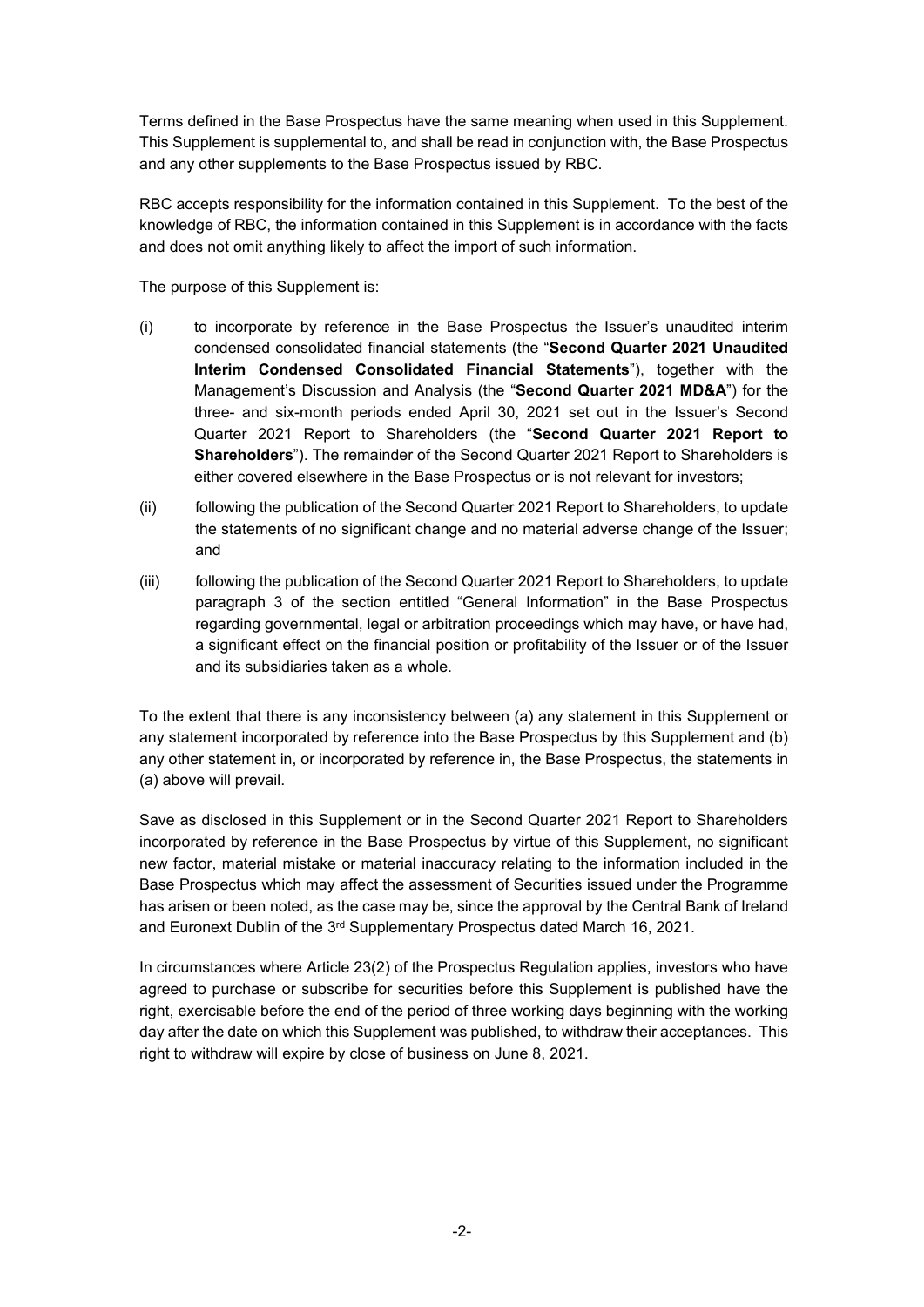Terms defined in the Base Prospectus have the same meaning when used in this Supplement. This Supplement is supplemental to, and shall be read in conjunction with, the Base Prospectus and any other supplements to the Base Prospectus issued by RBC.

RBC accepts responsibility for the information contained in this Supplement. To the best of the knowledge of RBC, the information contained in this Supplement is in accordance with the facts and does not omit anything likely to affect the import of such information.

The purpose of this Supplement is:

(i) to incorporate by reference in the Base Prospectus the Issuer's unaudited interim condensed consolidated financial statements (the "**Second Quarter 2021 Unaudited Interim Condensed Consolidated Financial Statements**"), together with the Management's Discussion and Analysis (the "**Second Quarter 2021 MD&A**") for the three- and six-month periods ended April 30, 2021 set out in the Issuer's Second Quarter 2021 Report to Shareholders (the "**Second Quarter 2021 Report to Shareholders**"). The remainder of the Second Quarter 2021 Report to Shareholders is either covered elsewhere in the Base Prospectus or is not relevant for investors;

(ii) following the publication of the Second Quarter 2021 Report to Shareholders, to update the statements of no significant change and no material adverse change of the Issuer; and

(iii) following the publication of the Second Quarter 2021 Report to Shareholders, to update paragraph 3 of the section entitled "General Information" in the Base Prospectus regarding governmental, legal or arbitration proceedings which may have, or have had, a significant effect on the financial position or profitability of the Issuer or of the Issuer and its subsidiaries taken as a whole.

To the extent that there is any inconsistency between (a) any statement in this Supplement or any statement incorporated by reference into the Base Prospectus by this Supplement and (b) any other statement in, or incorporated by reference in, the Base Prospectus, the statements in (a) above will prevail.

Save as disclosed in this Supplement or in the Second Quarter 2021 Report to Shareholders incorporated by reference in the Base Prospectus by virtue of this Supplement, no significant new factor, material mistake or material inaccuracy relating to the information included in the Base Prospectus which may affect the assessment of Securities issued under the Programme has arisen or been noted, as the case may be, since the approval by the Central Bank of Ireland and Euronext Dublin of the 3rd Supplementary Prospectus dated March 16, 2021.

In circumstances where Article 23(2) of the Prospectus Regulation applies, investors who have agreed to purchase or subscribe for securities before this Supplement is published have the right, exercisable before the end of the period of three working days beginning with the working day after the date on which this Supplement was published, to withdraw their acceptances. This right to withdraw will expire by close of business on June 8, 2021.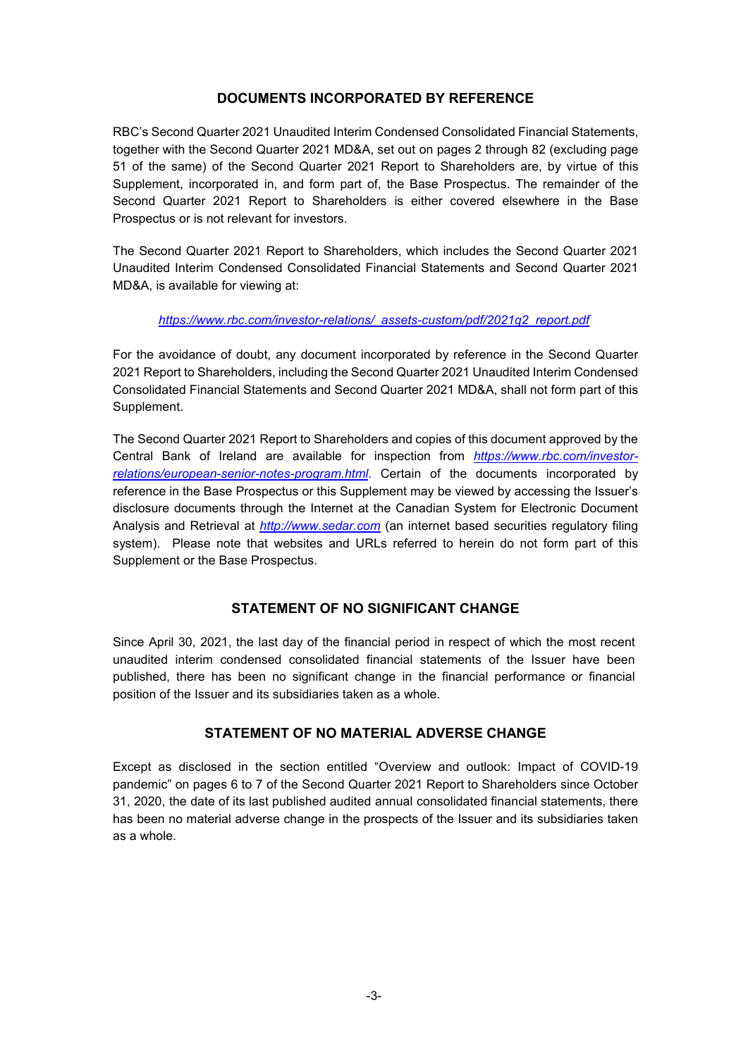## DOCUMENTS INCORPORATED BY REFERENCE

RBC's Second Quarter 2021 Unaudited Interim Condensed Consolidated Financial Statements, together with the Second Quarter 2021 MD&A, set out on pages 2 through 82 (excluding page 51 of the same) of the Second Quarter 2021 Report to Shareholders are, by virtue of this Supplement, incorporated in, and form part of, the Base Prospectus. The remainder of the Second Quarter 2021 Report to Shareholders is either covered elsewhere in the Base Prospectus or is not relevant for investors.

The Second Quarter 2021 Report to Shareholders, which includes the Second Quarter 2021 Unaudited Interim Condensed Consolidated Financial Statements and Second Quarter 2021 MD&A, is available for viewing at:

*https://www.rbc.com/investor-relations/_assets-custom/pdf/2021q2_report.pdf*

For the avoidance of doubt, any document incorporated by reference in the Second Quarter 2021 Report to Shareholders, including the Second Quarter 2021 Unaudited Interim Condensed Consolidated Financial Statements and Second Quarter 2021 MD&A, shall not form part of this Supplement.

The Second Quarter 2021 Report to Shareholders and copies of this document approved by the Central Bank of Ireland are available for inspection from *https://www.rbc.com/investor-relations/european-senior-notes-program.html*. Certain of the documents incorporated by reference in the Base Prospectus or this Supplement may be viewed by accessing the Issuer's disclosure documents through the Internet at the Canadian System for Electronic Document Analysis and Retrieval at *http://www.sedar.com* (an internet based securities regulatory filing system). Please note that websites and URLs referred to herein do not form part of this Supplement or the Base Prospectus.

## STATEMENT OF NO SIGNIFICANT CHANGE

Since April 30, 2021, the last day of the financial period in respect of which the most recent unaudited interim condensed consolidated financial statements of the Issuer have been published, there has been no significant change in the financial performance or financial position of the Issuer and its subsidiaries taken as a whole.

## STATEMENT OF NO MATERIAL ADVERSE CHANGE

Except as disclosed in the section entitled "Overview and outlook: Impact of COVID-19 pandemic" on pages 6 to 7 of the Second Quarter 2021 Report to Shareholders since October 31, 2020, the date of its last published audited annual consolidated financial statements, there has been no material adverse change in the prospects of the Issuer and its subsidiaries taken as a whole.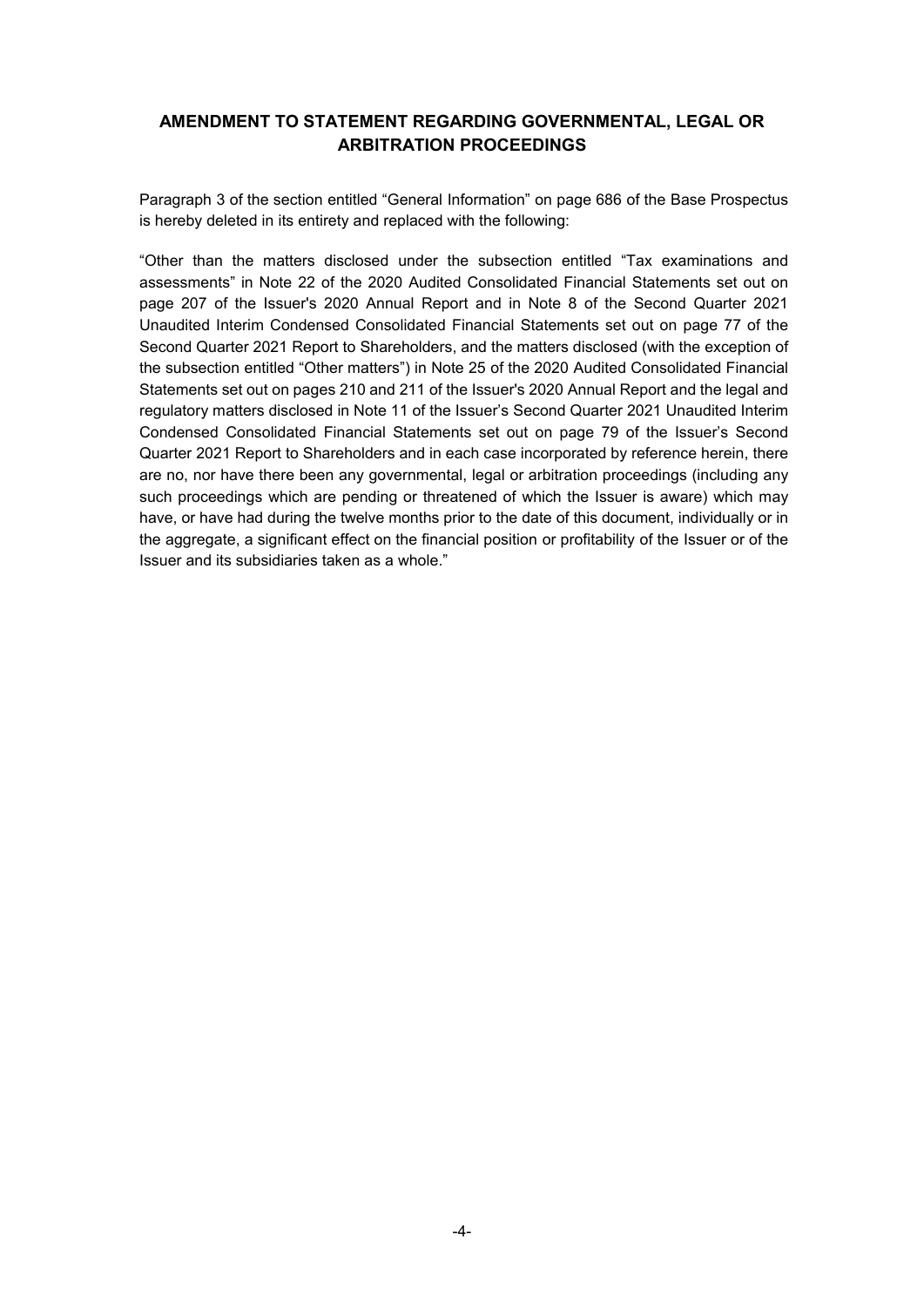## AMENDMENT TO STATEMENT REGARDING GOVERNMENTAL, LEGAL OR ARBITRATION PROCEEDINGS

Paragraph 3 of the section entitled "General Information" on page 686 of the Base Prospectus is hereby deleted in its entirety and replaced with the following:

"Other than the matters disclosed under the subsection entitled "Tax examinations and assessments" in Note 22 of the 2020 Audited Consolidated Financial Statements set out on page 207 of the Issuer's 2020 Annual Report and in Note 8 of the Second Quarter 2021 Unaudited Interim Condensed Consolidated Financial Statements set out on page 77 of the Second Quarter 2021 Report to Shareholders, and the matters disclosed (with the exception of the subsection entitled "Other matters") in Note 25 of the 2020 Audited Consolidated Financial Statements set out on pages 210 and 211 of the Issuer's 2020 Annual Report and the legal and regulatory matters disclosed in Note 11 of the Issuer's Second Quarter 2021 Unaudited Interim Condensed Consolidated Financial Statements set out on page 79 of the Issuer's Second Quarter 2021 Report to Shareholders and in each case incorporated by reference herein, there are no, nor have there been any governmental, legal or arbitration proceedings (including any such proceedings which are pending or threatened of which the Issuer is aware) which may have, or have had during the twelve months prior to the date of this document, individually or in the aggregate, a significant effect on the financial position or profitability of the Issuer or of the Issuer and its subsidiaries taken as a whole."